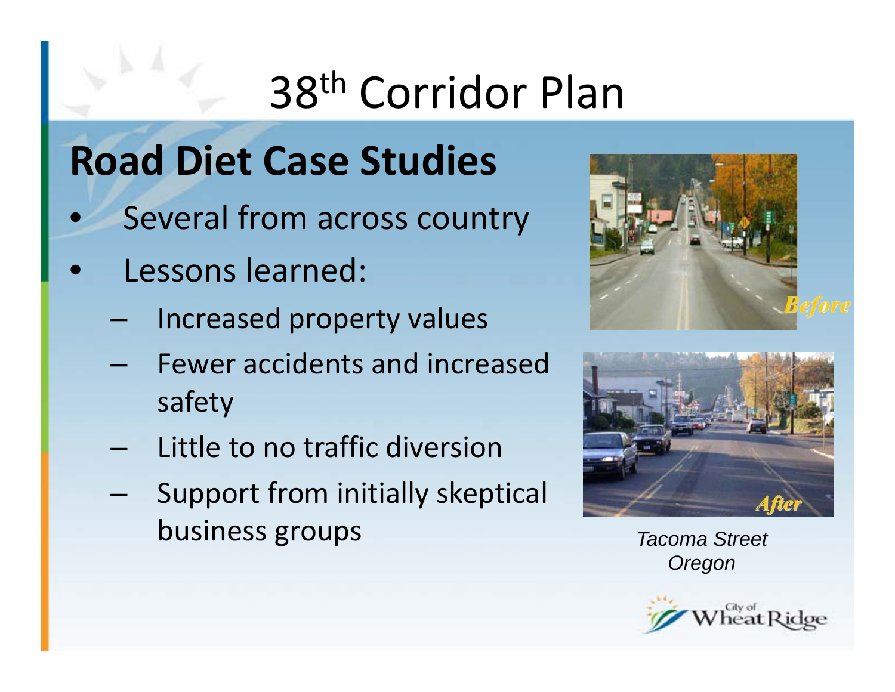# 38th Corridor Plan

## Road Diet Case Studies

- Several from across country
- Lessons learned:
  - Increased property values
  - Fewer accidents and increased safety
  - Little to no traffic diversion
  - Support from initially skeptical business groups

Before

After

*Tacoma Street Oregon*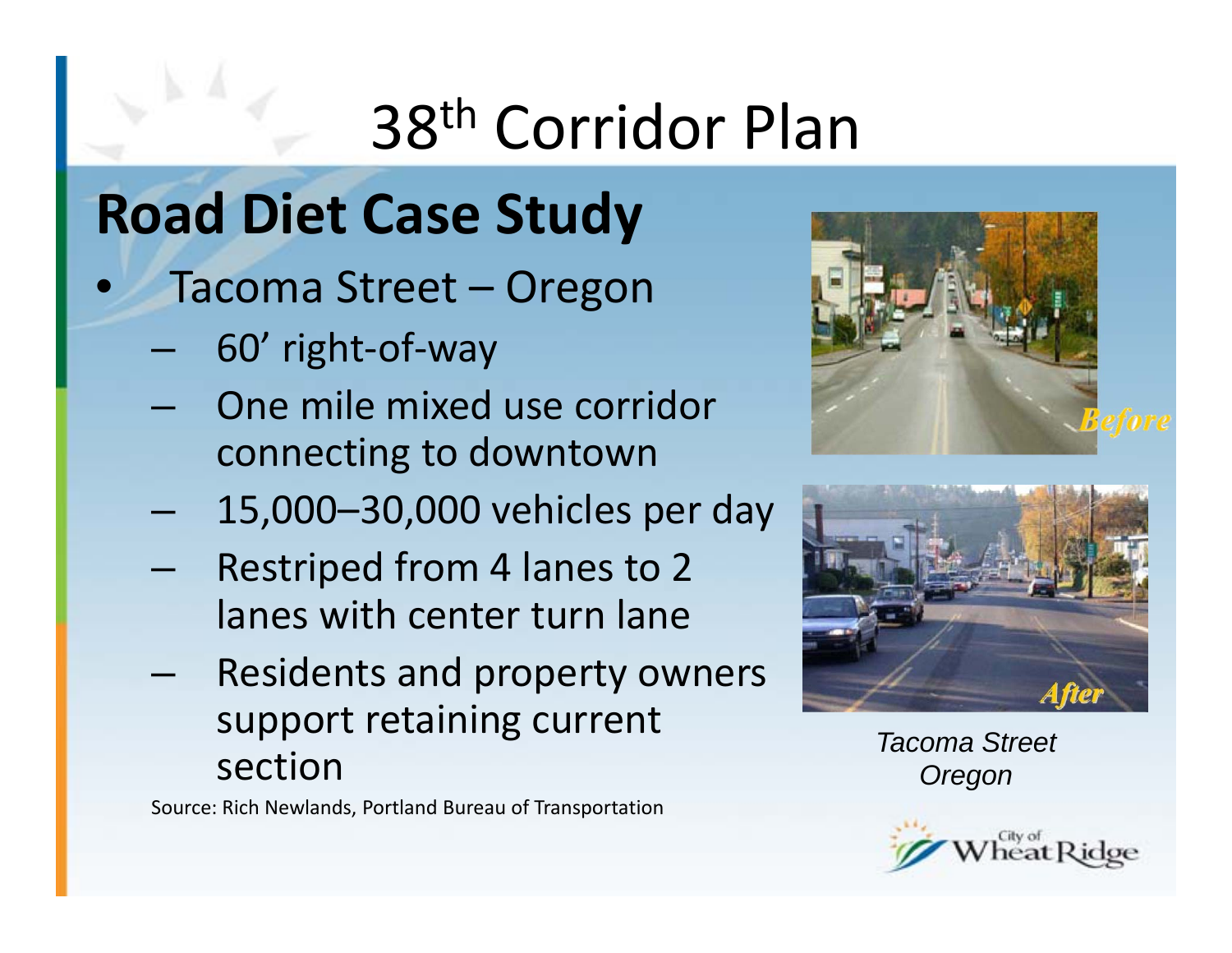# 38th Corridor Plan

## Road Diet Case Study

- Tacoma Street – Oregon
  - 60' right-of-way
  - One mile mixed use corridor connecting to downtown
  - 15,000–30,000 vehicles per day
  - Restriped from 4 lanes to 2 lanes with center turn lane
  - Residents and property owners support retaining current section

Source: Rich Newlands, Portland Bureau of Transportation

*Before*

*After*

*Tacoma Street Oregon*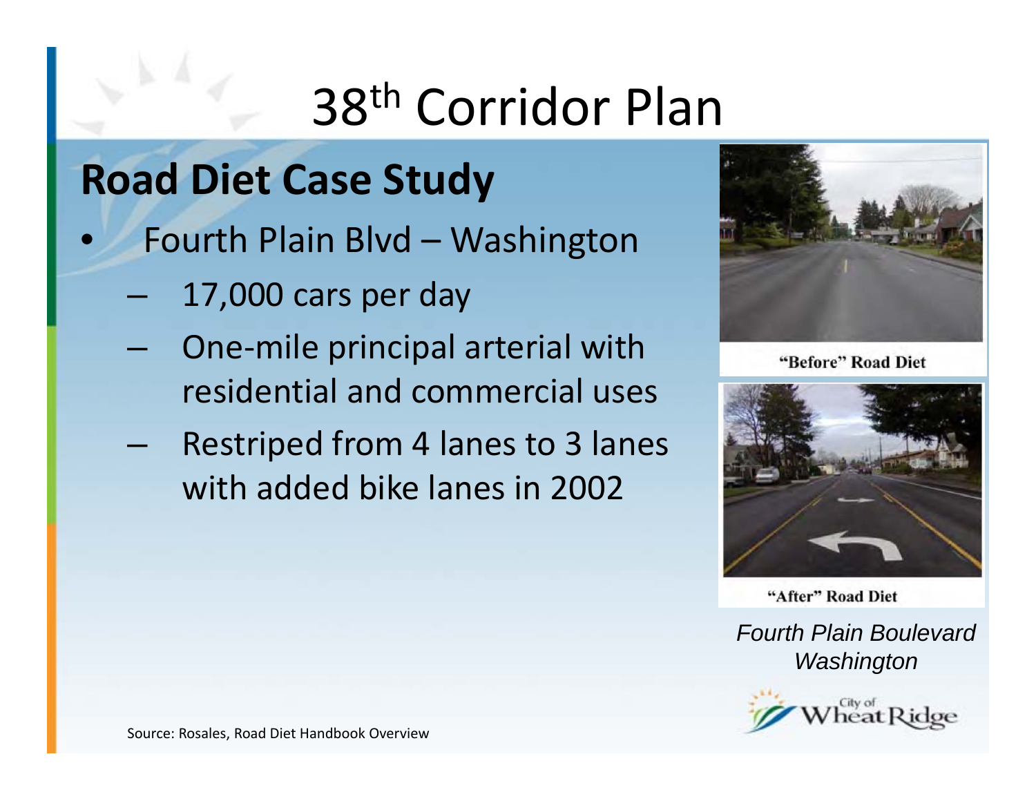# 38th Corridor Plan

## Road Diet Case Study

- Fourth Plain Blvd – Washington
  - 17,000 cars per day
  - One-mile principal arterial with residential and commercial uses
  - Restriped from 4 lanes to 3 lanes with added bike lanes in 2002

"Before" Road Diet

"After" Road Diet

*Fourth Plain Boulevard Washington*

Source: Rosales, Road Diet Handbook Overview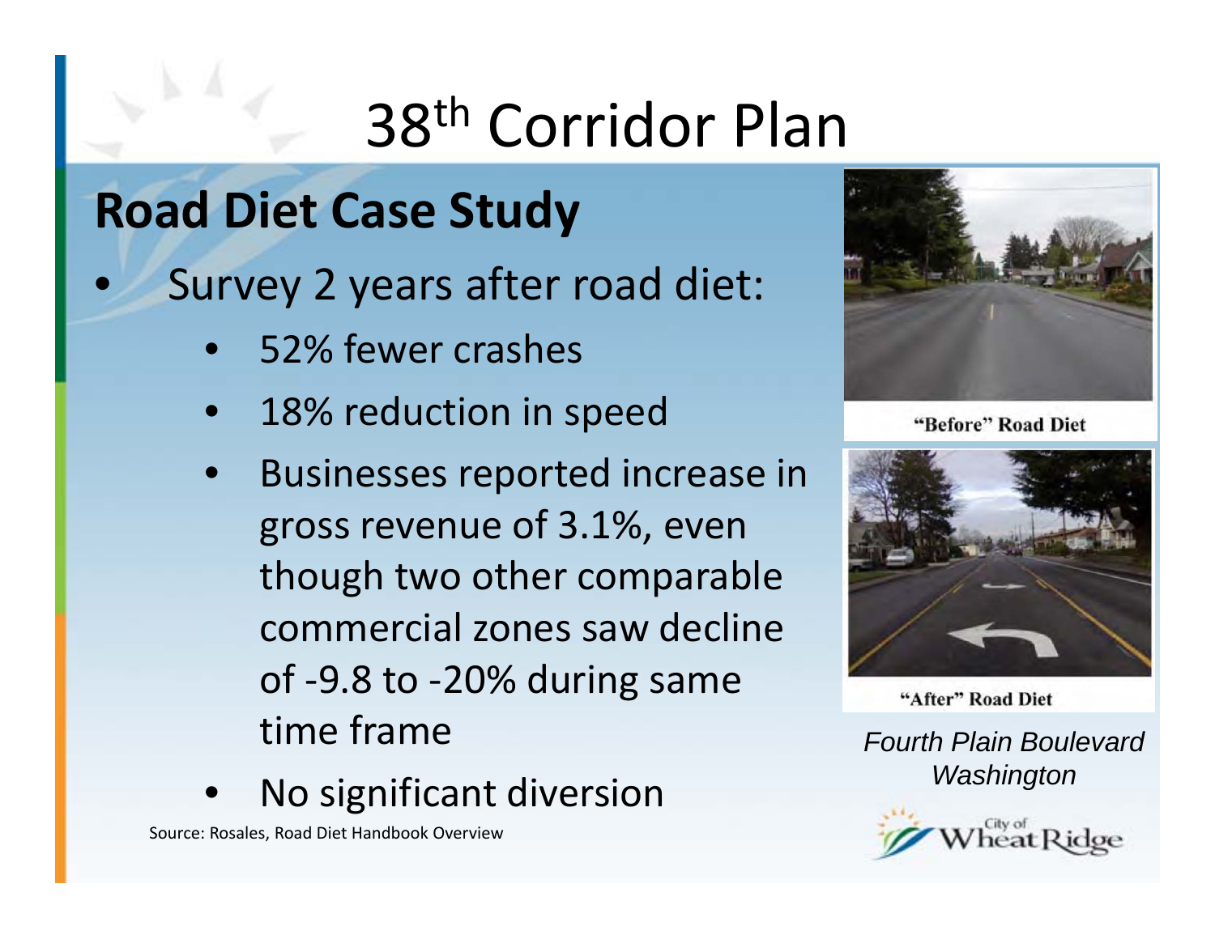# 38th Corridor Plan

## Road Diet Case Study

- Survey 2 years after road diet:
  - 52% fewer crashes
  - 18% reduction in speed
  - Businesses reported increase in gross revenue of 3.1%, even though two other comparable commercial zones saw decline of -9.8 to -20% during same time frame
  - No significant diversion

Source: Rosales, Road Diet Handbook Overview

"Before" Road Diet

"After" Road Diet

*Fourth Plain Boulevard Washington*

City of Wheat Ridge